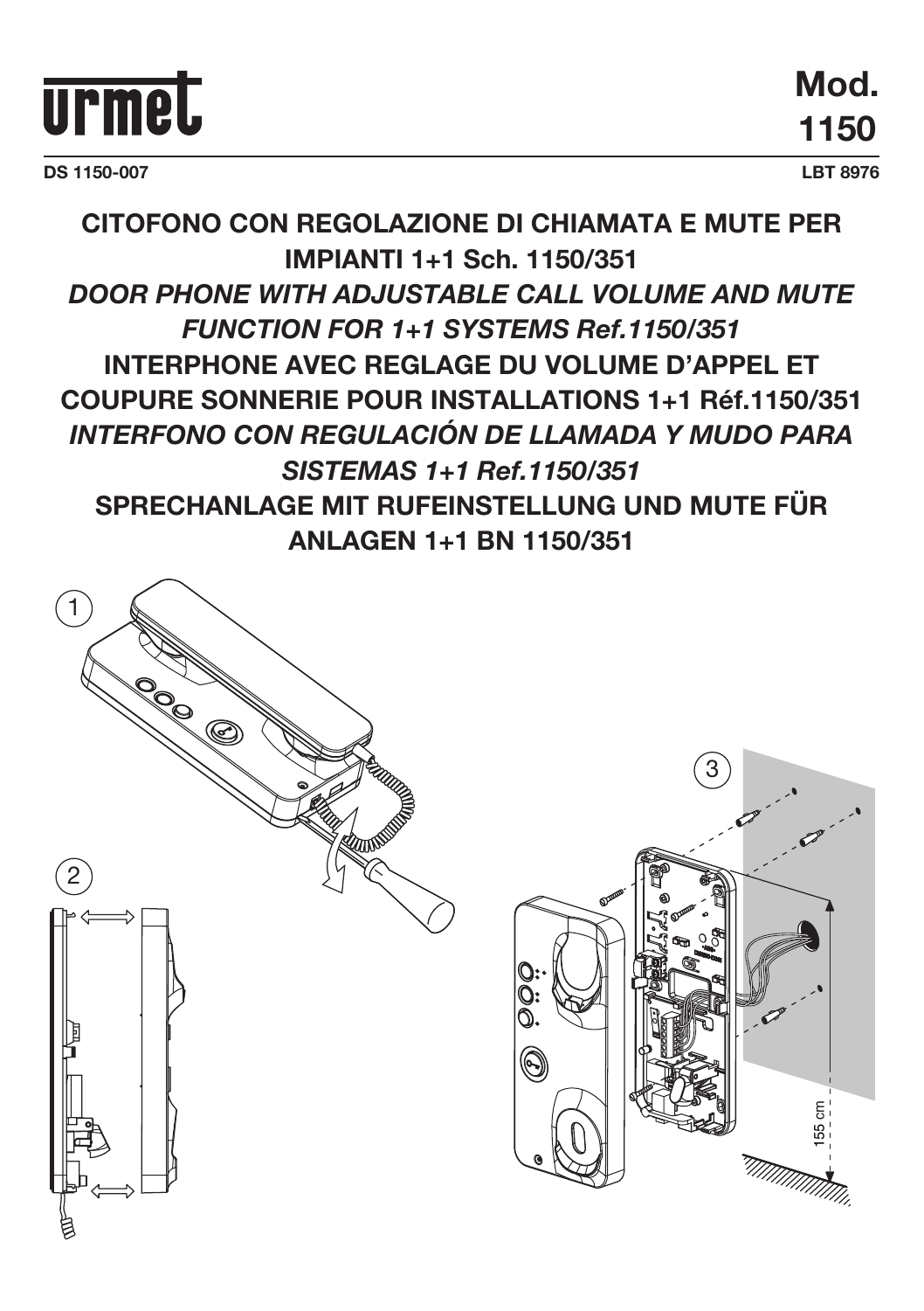# urmet

**Mod. 1150**

DS 1150-007

LBT 8976

## CITOFONO CON REGOLAZIONE DI CHIAMATA E MUTE PER IMPIANTI 1+1 Sch. 1150/351

## *DOOR PHONE WITH ADJUSTABLE CALL VOLUME AND MUTE FUNCTION FOR 1+1 SYSTEMS Ref.1150/351*

## INTERPHONE AVEC REGLAGE DU VOLUME D'APPEL ET COUPURE SONNERIE POUR INSTALLATIONS 1+1 Réf.1150/351

## *INTERFONO CON REGULACIÓN DE LLAMADA Y MUDO PARA SISTEMAS 1+1 Ref.1150/351*

## SPRECHANLAGE MIT RUFEINSTELLUNG UND MUTE FÜR ANLAGEN 1+1 BN 1150/351

1

2

3

155 cm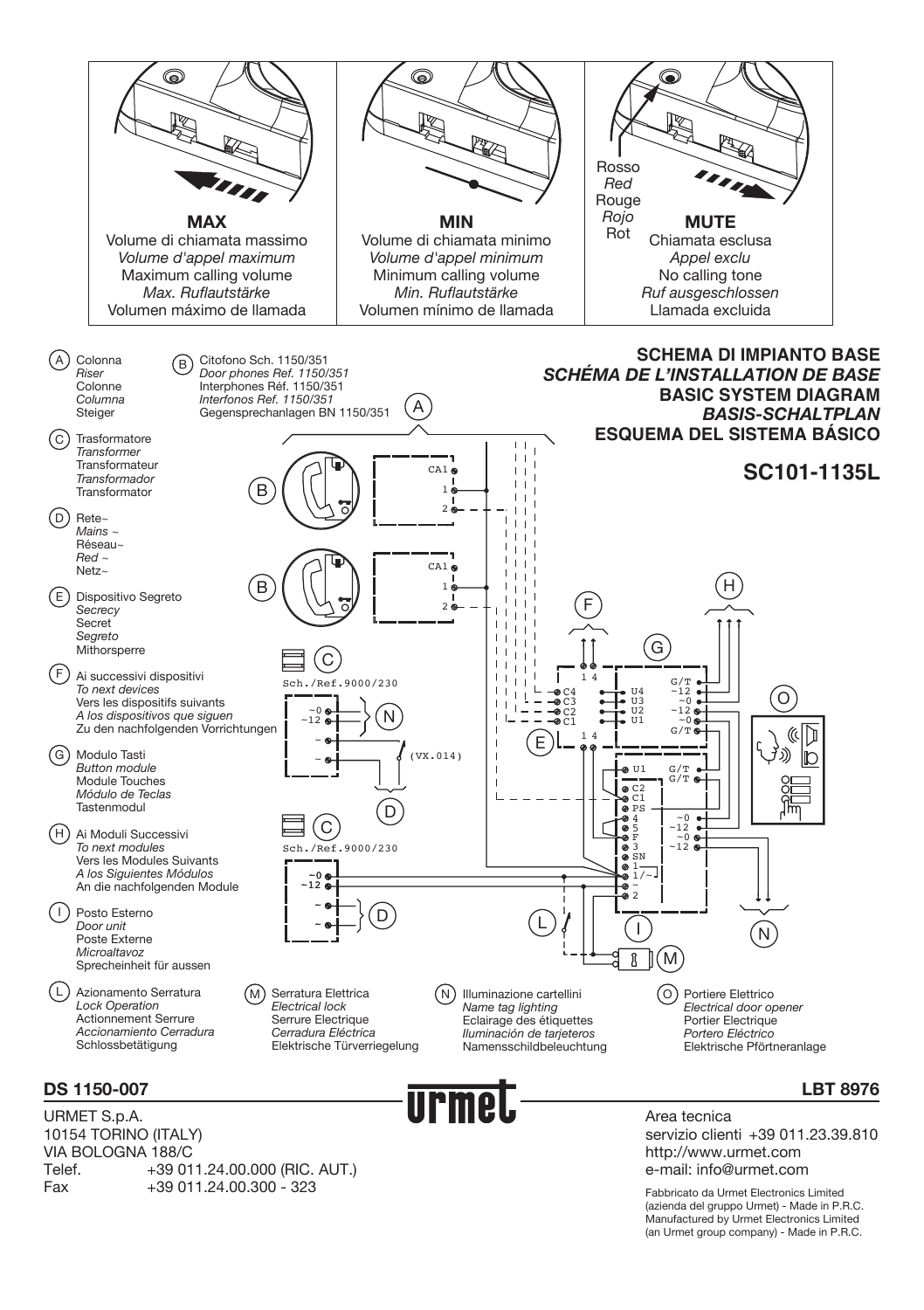**MAX**
Volume di chiamata massimo
*Volume d'appel maximum*
Maximum calling volume
*Max. Ruflautstärke*
Volumen máximo de llamada

**MIN**
Volume di chiamata minimo
*Volume d'appel minimum*
Minimum calling volume
*Min. Ruflautstärke*
Volumen mínimo de llamada

Rosso
*Red*
Rouge
*Rojo*
Rot

**MUTE**
Chiamata esclusa
*Appel exclu*
No calling tone
*Ruf ausgeschlossen*
Llamada excluida

## SCHEMA DI IMPIANTO BASE
## *SCHÉMA DE L'INSTALLATION DE BASE*
## BASIC SYSTEM DIAGRAM
## *BASIS-SCHALTPLAN*
## ESQUEMA DEL SISTEMA BÁSICO

## SC101-1135L

(A) Colonna
*Riser*
Colonne
*Columna*
Steiger

(B) Citofono Sch. 1150/351
*Door phones Ref. 1150/351*
Interphones Réf. 1150/351
*Interfonos Ref. 1150/351*
Gegensprechanlagen BN 1150/351

(C) Trasformatore
*Transformer*
Transformateur
*Transformador*
Transformator

(D) Rete~
*Mains ~*
Réseau~
*Red ~*
Netz~

(E) Dispositivo Segreto
*Secrecy*
Secret
*Segreto*
Mithorsperre

(F) Ai successivi dispositivi
*To next devices*
Vers les dispositifs suivants
*A los dispositivos que siguen*
Zu den nachfolgenden Vorrichtungen

(G) Modulo Tasti
*Button module*
Module Touches
*Módulo de Teclas*
Tastenmodul

(H) Ai Moduli Successivi
*To next modules*
Vers les Modules Suivants
*A los Siguientes Módulos*
An die nachfolgenden Module

(I) Posto Esterno
*Door unit*
Poste Externe
*Microaltavoz*
Sprecheinheit für aussen

(L) Azionamento Serratura
*Lock Operation*
Actionnement Serrure
*Accionamiento Cerradura*
Schlossbetätigung

(M) Serratura Elettrica
*Electrical lock*
Serrure Electrique
*Cerradura Eléctrica*
Elektrische Türverriegelung

(N) Illuminazione cartellini
*Name tag lighting*
Eclairage des étiquettes
*Iluminación de tarjeteros*
Namensschildbeleuchtung

(O) Portiere Elettrico
*Electrical door opener*
Portier Electrique
*Portero Eléctrico*
Elektrische Pförtneranlage

CA1
1
2

Sch./Ref.9000/230
~0
~12
~
~
(VX.014)

C4
C3
C2
C1
1 4
U4
U3
U2
U1
G/T
~12
~0
~12
~0
G/T

U1
C2
C1
PS
4
5
F
3
SN
1
1/~
~
2
G/T
G/T
~0
~12
~0
~12

**DS 1150-007**

**LBT 8976**

URMET S.p.A.
10154 TORINO (ITALY)
VIA BOLOGNA 188/C
Telef. +39 011.24.00.000 (RIC. AUT.)
Fax +39 011.24.00.300 - 323

urmet

Area tecnica
servizio clienti +39 011.23.39.810
http://www.urmet.com
e-mail: info@urmet.com

Fabbricato da Urmet Electronics Limited
(azienda del gruppo Urmet) - Made in P.R.C.
Manufactured by Urmet Electronics Limited
(an Urmet group company) - Made in P.R.C.